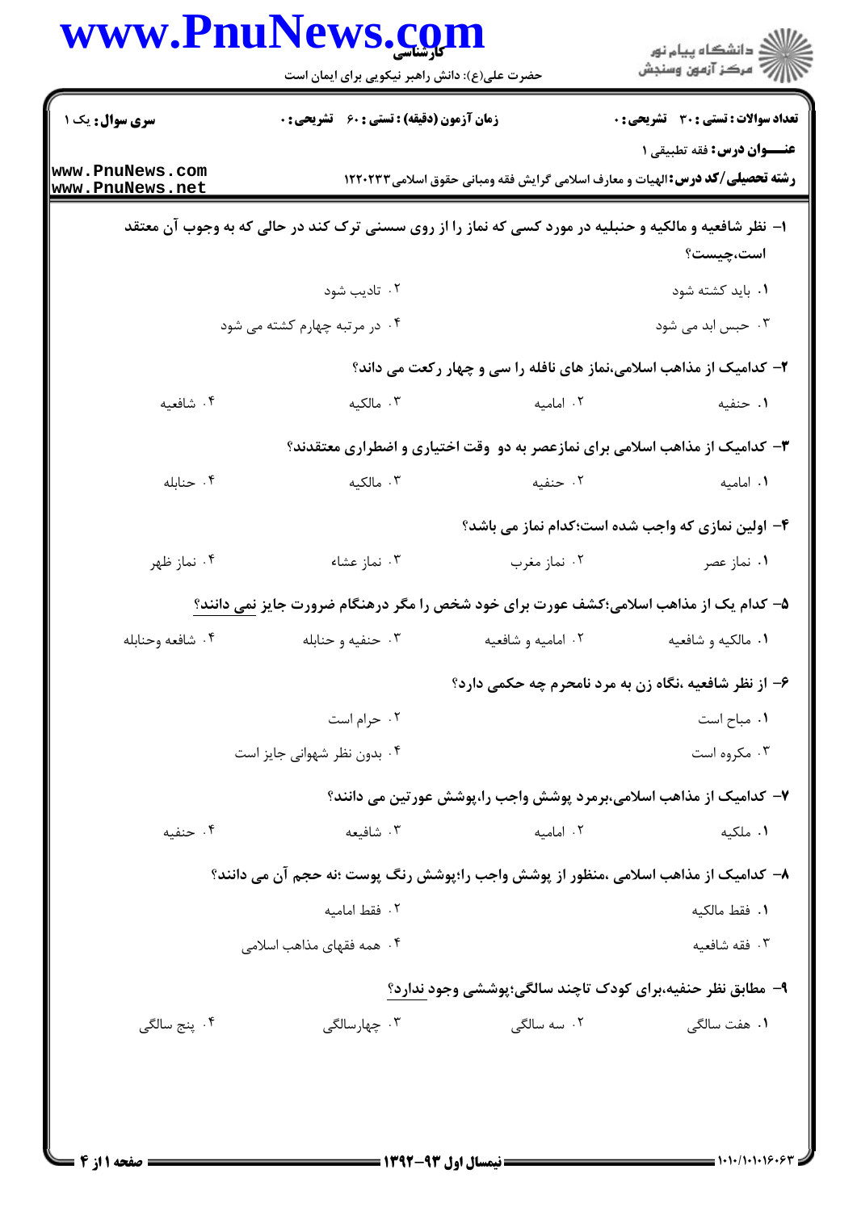کارشناسی

حضرت علی(ع): دانش راهبر نیکویی برای ایمان است

دانشگاه پیام نور
مرکز آزمون وسنجش

**سری سوال:** یک ۱

**زمان آزمون (دقیقه) : تستی : ۶۰ تشریحی : ۰**

**تعداد سوالات : تستی : ۳۰ تشریحی : ۰**

**عنـــوان درس:** فقه تطبیقی ۱

**رشته تحصیلی/کد درس:** الهیات و معارف اسلامی گرایش فقه ومبانی حقوق اسلامی۱۲۲۰۲۳۳

**۱- نظر شافعیه و مالکیه و حنبلیه در مورد کسی که نماز را از روی سستی ترک کند در حالی که به وجوب آن معتقد است،چیست؟**

۱. باید کشته شود

۲. تادیب شود

۳. حبس ابد می شود

۴. در مرتبه چهارم کشته می شود

**۲- کدامیک از مذاهب اسلامی،نماز های نافله را سی و چهار رکعت می داند؟**

۱. حنفیه

۲. امامیه

۳. مالکیه

۴. شافعیه

**۳- کدامیک از مذاهب اسلامی برای نمازعصر به دو وقت اختیاری و اضطراری معتقدند؟**

۱. امامیه

۲. حنفیه

۳. مالکیه

۴. حنابله

**۴- اولین نمازی که واجب شده است؛کدام نماز می باشد؟**

۱. نماز عصر

۲. نماز مغرب

۳. نماز عشاء

۴. نماز ظهر

**۵- کدام یک از مذاهب اسلامی؛کشف عورت برای خود شخص را مگر درهنگام ضرورت جایز نمی دانند؟**

۱. مالکیه و شافعیه

۲. امامیه و شافعیه

۳. حنفیه و حنابله

۴. شافعه وحنابله

**۶- از نظر شافعیه ،نگاه زن به مرد نامحرم چه حکمی دارد؟**

۱. مباح است

۲. حرام است

۳. مکروه است

۴. بدون نظر شهوانی جایز است

**۷- کدامیک از مذاهب اسلامی،برمرد پوشش واجب را،پوشش عورتین می دانند؟**

۱. ملکیه

۲. امامیه

۳. شافیعه

۴. حنفیه

**۸- کدامیک از مذاهب اسلامی ،منظور از پوشش واجب را؛پوشش رنگ پوست ؛نه حجم آن می دانند؟**

۱. فقط مالکیه

۲. فقط امامیه

۳. فقه شافعیه

۴. همه فقهای مذاهب اسلامی

**۹- مطابق نظر حنفیه،برای کودک تاچند سالگی؛پوششی وجود ندارد؟**

۱. هفت سالگی

۲. سه سالگی

۳. چهارسالگی

۴. پنج سالگی

نیمسال اول ۹۳-۱۳۹۲

۱۰۱۰/۱۰۱۰۱۶۰۶۳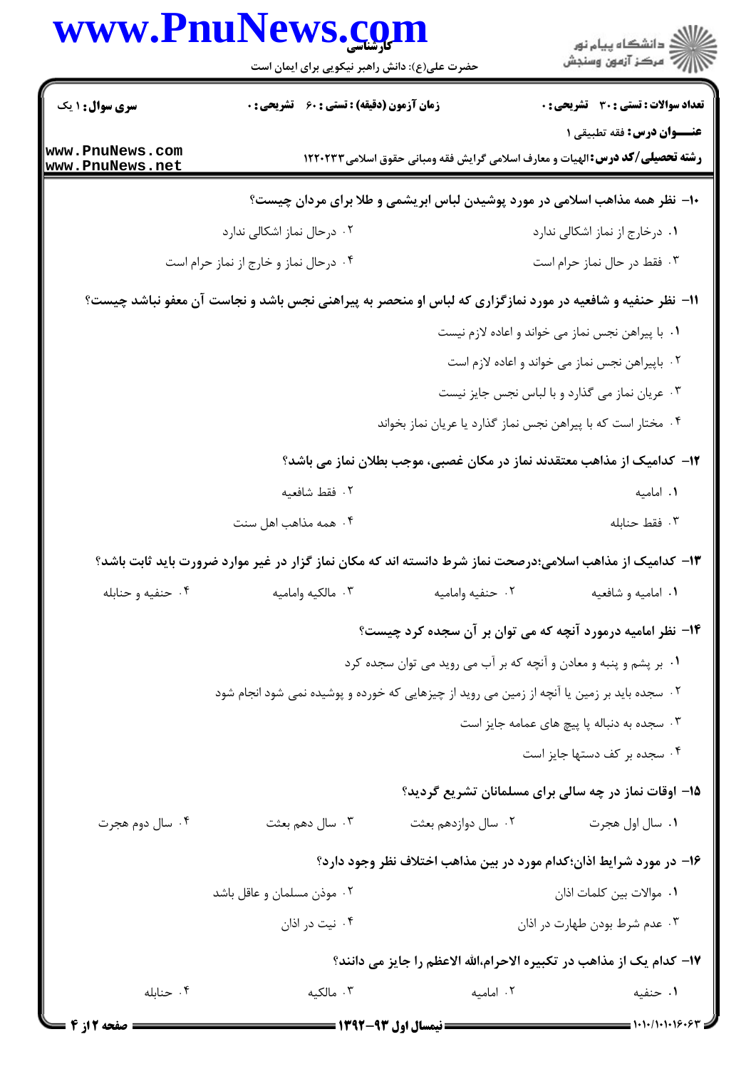۱۰- نظر همه مذاهب اسلامی در مورد پوشیدن لباس ابریشمی و طلا برای مردان چیست؟

۱. درخارج از نماز اشکالی ندارد

۲. درحال نماز اشکالی ندارد

۳. فقط در حال نماز حرام است

۴. درحال نماز و خارج از نماز حرام است

۱۱- نظر حنفیه و شافعیه در مورد نمازگزاری که لباس او منحصر به پیراهنی نجس باشد و نجاست آن معفو نباشد چیست؟

۱. با پیراهن نجس نماز می خواند و اعاده لازم نیست

۲. باپیراهن نجس نماز می خواند و اعاده لازم است

۳. عریان نماز می گذارد و با لباس نجس جایز نیست

۴. مختار است که با پیراهن نجس نماز گذارد یا عریان نماز بخواند

۱۲- کدامیک از مذاهب معتقدند نماز در مکان غصبی، موجب بطلان نماز می باشد؟

۱. امامیه

۲. فقط شافعیه

۳. فقط حنابله

۴. همه مذاهب اهل سنت

۱۳- کدامیک از مذاهب اسلامی؛درصحت نماز شرط دانسته اند که مکان نماز گزار در غیر موارد ضرورت باید ثابت باشد؟

۱. امامیه و شافعیه

۲. حنفیه وامامیه

۳. مالکیه وامامیه

۴. حنفیه و حنابله

۱۴- نظر امامیه درمورد آنچه که می توان بر آن سجده کرد چیست؟

۱. بر پشم و پنبه و معادن و آنچه که بر آب می روید می توان سجده کرد

۲. سجده باید بر زمین یا آنچه از زمین می روید از چیزهایی که خورده و پوشیده نمی شود انجام شود

۳. سجده به دنباله یا پیچ های عمامه جایز است

۴. سجده بر کف دستها جایز است

۱۵- اوقات نماز در چه سالی برای مسلمانان تشریع گردید؟

۱. سال اول هجرت

۲. سال دوازدهم بعثت

۳. سال دهم بعثت

۴. سال دوم هجرت

۱۶- در مورد شرایط اذان؛کدام مورد در بین مذاهب اختلاف نظر وجود دارد؟

۱. موالات بین کلمات اذان

۲. موذن مسلمان و عاقل باشد

۳. عدم شرط بودن طهارت در اذان

۴. نیت در اذان

۱۷- کدام یک از مذاهب در تکبیره الاحرام،الله الاعظم را جایز می دانند؟

۱. حنفیه

۲. امامیه

۳. مالکیه

۴. حنابله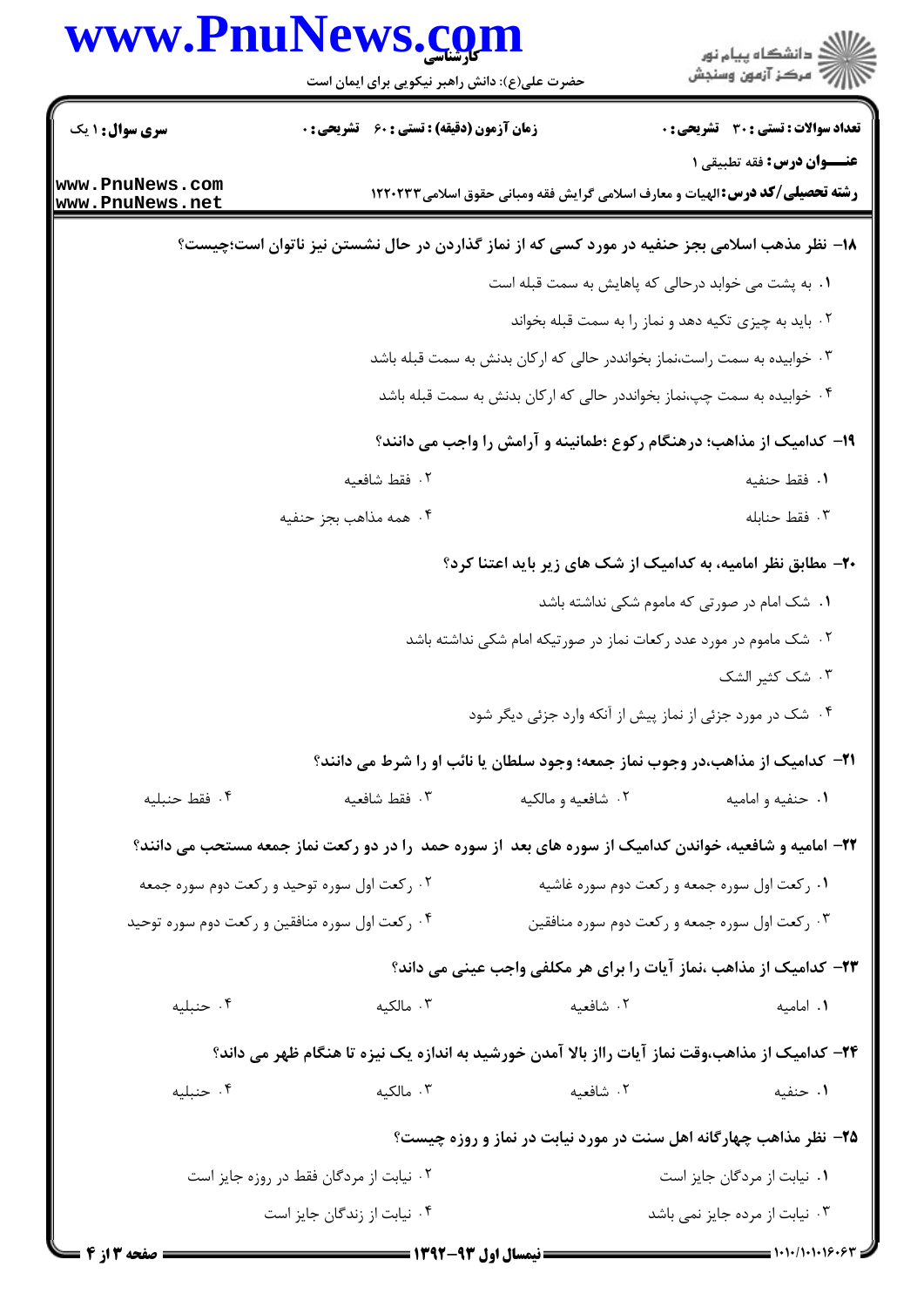۱۸- نظر مذهب اسلامی بجز حنفیه در مورد کسی که از نماز گذاردن در حال نشستن نیز ناتوان است؛چیست؟

۱. به پشت می خوابد درحالی که پاهایش به سمت قبله است

۲. باید به چیزی تکیه دهد و نماز را به سمت قبله بخواند

۳. خوابیده به سمت راست،نماز بخوانددر حالی که ارکان بدنش به سمت قبله باشد

۴. خوابیده به سمت چپ،نماز بخوانددر حالی که ارکان بدنش به سمت قبله باشد

۱۹- کدامیک از مذاهب؛ درهنگام رکوع ؛طمانینه و آرامش را واجب می دانند؟

۱. فقط حنفیه

۲. فقط شافعیه

۳. فقط حنابله

۴. همه مذاهب بجز حنفیه

۲۰- مطابق نظر امامیه، به کدامیک از شک های زیر باید اعتنا کرد؟

۱. شک امام در صورتی که ماموم شکی نداشته باشد

۲. شک ماموم در مورد عدد رکعات نماز در صورتیکه امام شکی نداشته باشد

۳. شک کثیر الشک

۴. شک در مورد جزئی از نماز پیش از آنکه وارد جزئی دیگر شود

۲۱- کدامیک از مذاهب،در وجوب نماز جمعه؛ وجود سلطان یا نائب او را شرط می دانند؟

۱. حنفیه و امامیه

۲. شافعیه و مالکیه

۳. فقط شافعیه

۴. فقط حنبلیه

۲۲- امامیه و شافعیه، خواندن کدامیک از سوره های بعد از سوره حمد را در دو رکعت نماز جمعه مستحب می دانند؟

۱. رکعت اول سوره جمعه و رکعت دوم سوره غاشیه

۲. رکعت اول سوره توحید و رکعت دوم سوره جمعه

۳. رکعت اول سوره جمعه و رکعت دوم سوره منافقین

۴. رکعت اول سوره منافقین و رکعت دوم سوره توحید

۲۳- کدامیک از مذاهب ،نماز آیات را برای هر مکلفی واجب عینی می داند؟

۱. امامیه

۲. شافعیه

۳. مالکیه

۴. حنبلیه

۲۴- کدامیک از مذاهب،وقت نماز آیات رااز بالا آمدن خورشید به اندازه یک نیزه تا هنگام ظهر می داند؟

۱. حنفیه

۲. شافعیه

۳. مالکیه

۴. حنبلیه

۲۵- نظر مذاهب چهارگانه اهل سنت در مورد نیابت در نماز و روزه چیست؟

۱. نیابت از مردگان جایز است

۲. نیابت از مردگان فقط در روزه جایز است

۳. نیابت از مرده جایز نمی باشد

۴. نیابت از زندگان جایز است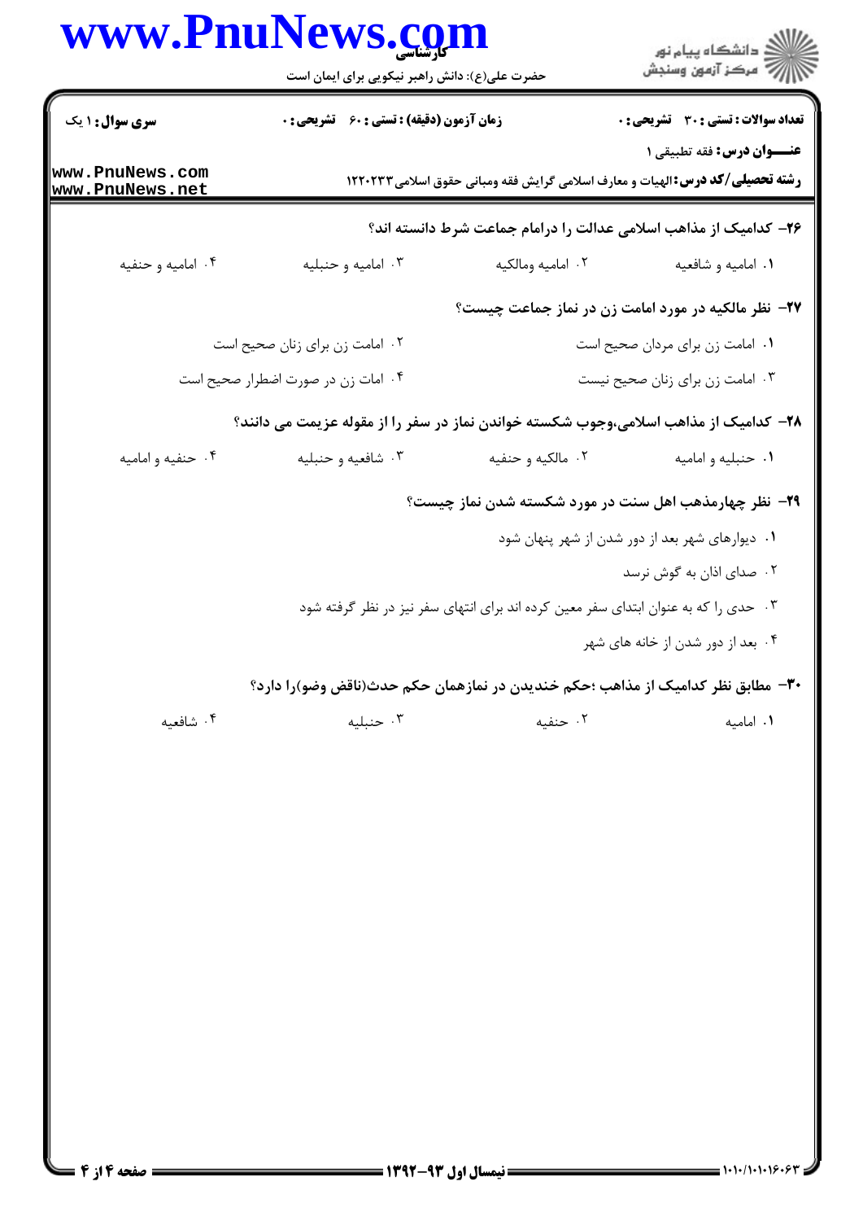**۲۶- کدامیک از مذاهب اسلامی عدالت را درامام جماعت شرط دانسته اند؟**

۱. امامیه و شافعیه

۲. امامیه ومالکیه

۳. امامیه و حنبلیه

۴. امامیه و حنفیه

**۲۷- نظر مالکیه در مورد امامت زن در نماز جماعت چیست؟**

۱. امامت زن برای مردان صحیح است

۲. امامت زن برای زنان صحیح است

۳. امامت زن برای زنان صحیح نیست

۴. امات زن در صورت اضطرار صحیح است

**۲۸- کدامیک از مذاهب اسلامی،وجوب شکسته خواندن نماز در سفر را از مقوله عزیمت می دانند؟**

۱. حنبلیه و امامیه

۲. مالکیه و حنفیه

۳. شافعیه و حنبلیه

۴. حنفیه و امامیه

**۲۹- نظر چهارمذهب اهل سنت در مورد شکسته شدن نماز چیست؟**

۱. دیوارهای شهر بعد از دور شدن از شهر پنهان شود

۲. صدای اذان به گوش نرسد

۳. حدی را که به عنوان ابتدای سفر معین کرده اند برای انتهای سفر نیز در نظر گرفته شود

۴. بعد از دور شدن از خانه های شهر

**۳۰- مطابق نظر کدامیک از مذاهب ؛حکم خندیدن در نمازهمان حکم حدث(ناقض وضو)را دارد؟**

۱. امامیه

۲. حنفیه

۳. حنبلیه

۴. شافعیه